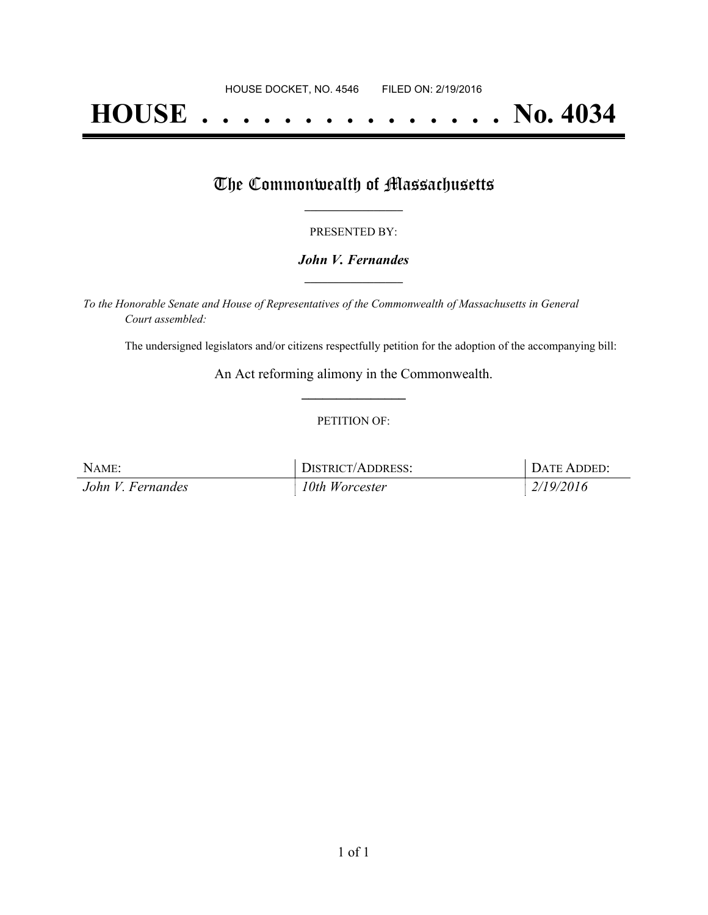HOUSE DOCKET, NO. 4546 FILED ON: 2/19/2016

# HOUSE . . . . . . . . . . . . . . . No. 4034

## The Commonwealth of Massachusetts

PRESENTED BY:

***John V. Fernandes***

*To the Honorable Senate and House of Representatives of the Commonwealth of Massachusetts in General Court assembled:*

The undersigned legislators and/or citizens respectfully petition for the adoption of the accompanying bill:

An Act reforming alimony in the Commonwealth.

PETITION OF:

| NAME: | DISTRICT/ADDRESS: | DATE ADDED: |
| --- | --- | --- |
| *John V. Fernandes* | *10th Worcester* | *2/19/2016* |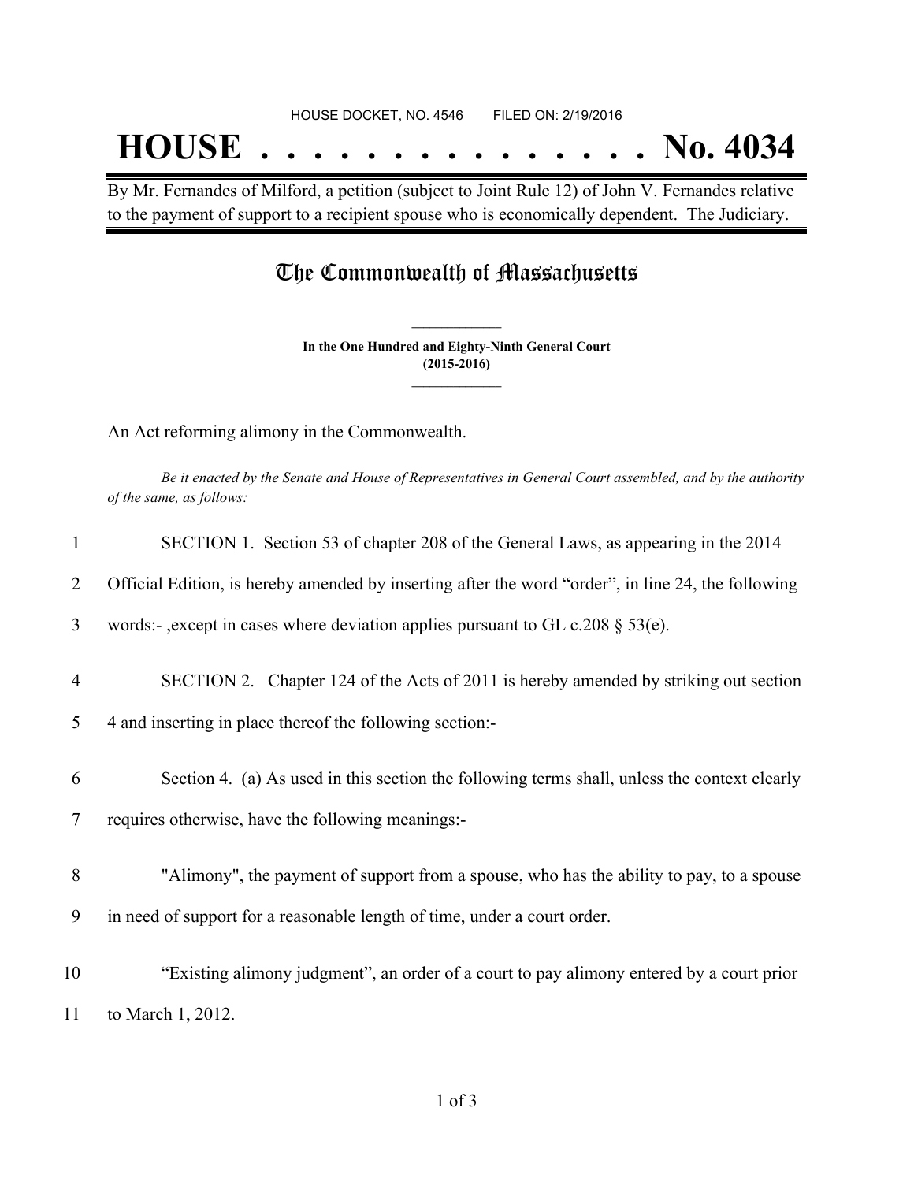HOUSE DOCKET, NO. 4546 FILED ON: 2/19/2016

# HOUSE . . . . . . . . . . . . . . . No. 4034

By Mr. Fernandes of Milford, a petition (subject to Joint Rule 12) of John V. Fernandes relative to the payment of support to a recipient spouse who is economically dependent. The Judiciary.

## The Commonwealth of Massachusetts

**In the One Hundred and Eighty-Ninth General Court**
**(2015-2016)**

An Act reforming alimony in the Commonwealth.

*Be it enacted by the Senate and House of Representatives in General Court assembled, and by the authority of the same, as follows:*

1 SECTION 1. Section 53 of chapter 208 of the General Laws, as appearing in the 2014
2 Official Edition, is hereby amended by inserting after the word "order", in line 24, the following
3 words:- ,except in cases where deviation applies pursuant to GL c.208 § 53(e).

4 SECTION 2. Chapter 124 of the Acts of 2011 is hereby amended by striking out section
5 4 and inserting in place thereof the following section:-

6 Section 4. (a) As used in this section the following terms shall, unless the context clearly
7 requires otherwise, have the following meanings:-

8 "Alimony", the payment of support from a spouse, who has the ability to pay, to a spouse
9 in need of support for a reasonable length of time, under a court order.

10 "Existing alimony judgment", an order of a court to pay alimony entered by a court prior
11 to March 1, 2012.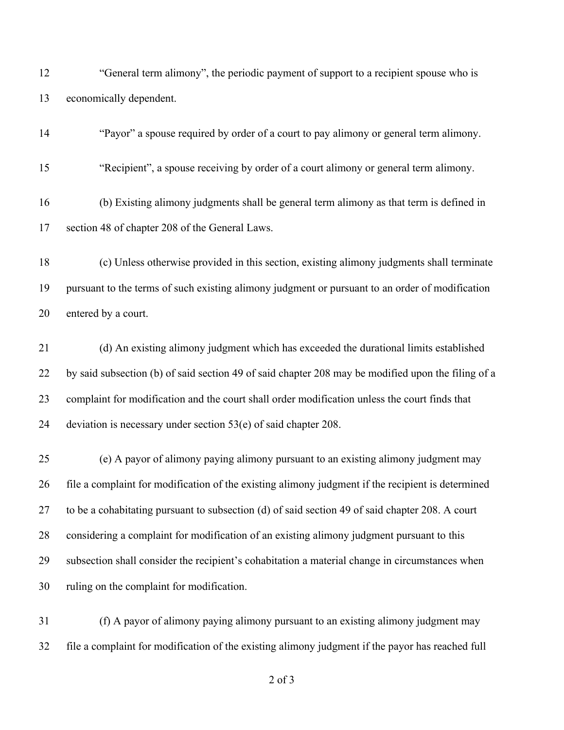"General term alimony", the periodic payment of support to a recipient spouse who is economically dependent.

"Payor" a spouse required by order of a court to pay alimony or general term alimony.

"Recipient", a spouse receiving by order of a court alimony or general term alimony.

(b) Existing alimony judgments shall be general term alimony as that term is defined in section 48 of chapter 208 of the General Laws.

(c) Unless otherwise provided in this section, existing alimony judgments shall terminate pursuant to the terms of such existing alimony judgment or pursuant to an order of modification entered by a court.

(d) An existing alimony judgment which has exceeded the durational limits established by said subsection (b) of said section 49 of said chapter 208 may be modified upon the filing of a complaint for modification and the court shall order modification unless the court finds that deviation is necessary under section 53(e) of said chapter 208.

(e) A payor of alimony paying alimony pursuant to an existing alimony judgment may file a complaint for modification of the existing alimony judgment if the recipient is determined to be a cohabitating pursuant to subsection (d) of said section 49 of said chapter 208. A court considering a complaint for modification of an existing alimony judgment pursuant to this subsection shall consider the recipient's cohabitation a material change in circumstances when ruling on the complaint for modification.

(f) A payor of alimony paying alimony pursuant to an existing alimony judgment may file a complaint for modification of the existing alimony judgment if the payor has reached full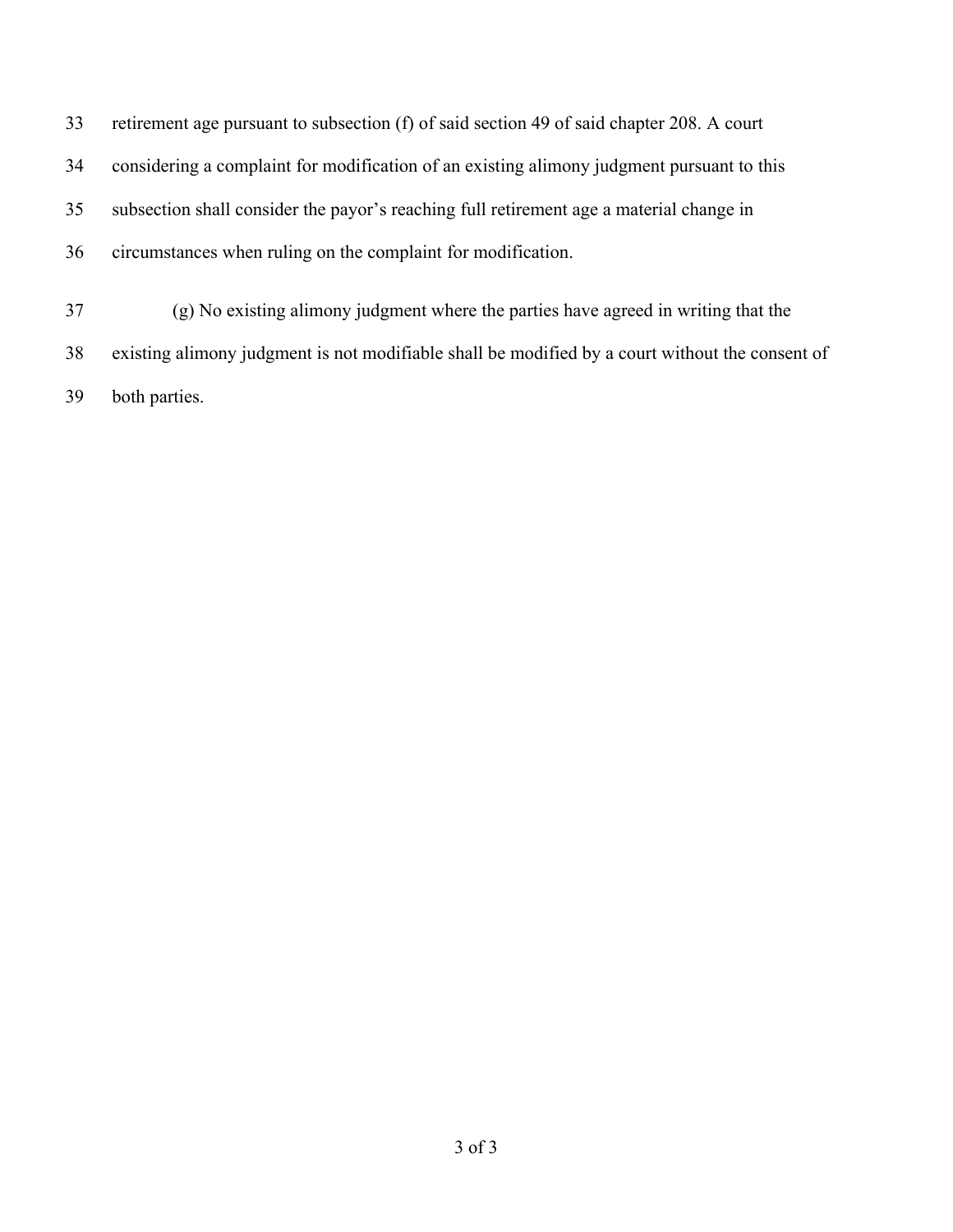retirement age pursuant to subsection (f) of said section 49 of said chapter 208. A court considering a complaint for modification of an existing alimony judgment pursuant to this subsection shall consider the payor's reaching full retirement age a material change in circumstances when ruling on the complaint for modification.

(g) No existing alimony judgment where the parties have agreed in writing that the existing alimony judgment is not modifiable shall be modified by a court without the consent of both parties.